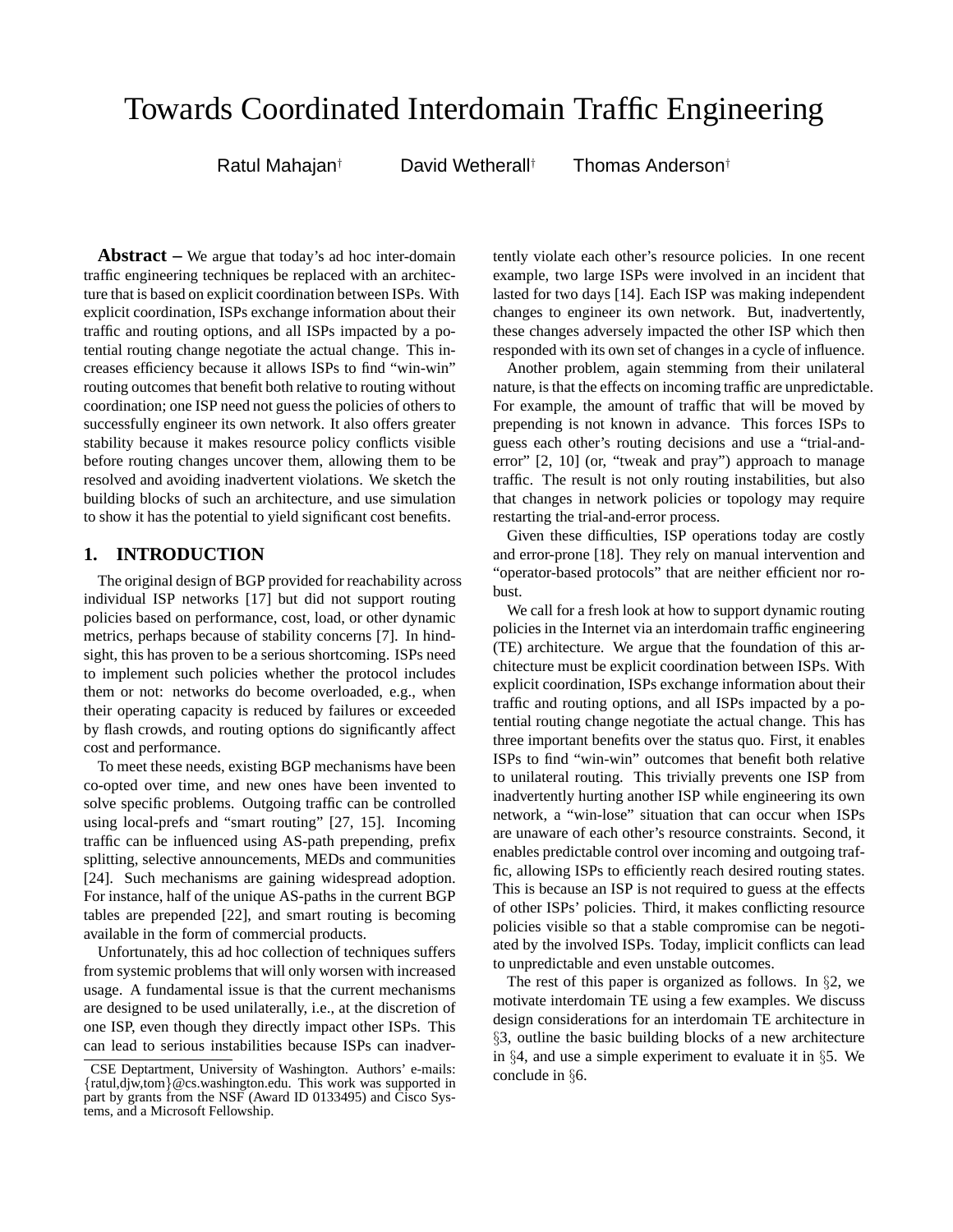# Towards Coordinated Interdomain Traffic Engineering

Ratul Mahajan† David Wetherall† Thomas Anderson†

**Abstract –** We argue that today's ad hoc inter-domain traffic engineering techniques be replaced with an architecture that is based on explicit coordination between ISPs. With explicit coordination, ISPs exchange information about their traffic and routing options, and all ISPs impacted by a potential routing change negotiate the actual change. This increases efficiency because it allows ISPs to find "win-win" routing outcomes that benefit both relative to routing without coordination; one ISP need not guess the policies of others to successfully engineer its own network. It also offers greater stability because it makes resource policy conflicts visible before routing changes uncover them, allowing them to be resolved and avoiding inadvertent violations. We sketch the building blocks of such an architecture, and use simulation to show it has the potential to yield significant cost benefits.

## 1. INTRODUCTION

The original design of BGP provided for reachability across individual ISP networks [17] but did not support routing policies based on performance, cost, load, or other dynamic metrics, perhaps because of stability concerns [7]. In hindsight, this has proven to be a serious shortcoming. ISPs need to implement such policies whether the protocol includes them or not: networks do become overloaded, e.g., when their operating capacity is reduced by failures or exceeded by flash crowds, and routing options do significantly affect cost and performance.

To meet these needs, existing BGP mechanisms have been co-opted over time, and new ones have been invented to solve specific problems. Outgoing traffic can be controlled using local-prefs and "smart routing" [27, 15]. Incoming traffic can be influenced using AS-path prepending, prefix splitting, selective announcements, MEDs and communities [24]. Such mechanisms are gaining widespread adoption. For instance, half of the unique AS-paths in the current BGP tables are prepended [22], and smart routing is becoming available in the form of commercial products.

Unfortunately, this ad hoc collection of techniques suffers from systemic problems that will only worsen with increased usage. A fundamental issue is that the current mechanisms are designed to be used unilaterally, i.e., at the discretion of one ISP, even though they directly impact other ISPs. This can lead to serious instabilities because ISPs can inadvertently violate each other's resource policies. In one recent example, two large ISPs were involved in an incident that lasted for two days [14]. Each ISP was making independent changes to engineer its own network. But, inadvertently, these changes adversely impacted the other ISP which then responded with its own set of changes in a cycle of influence.

Another problem, again stemming from their unilateral nature, is that the effects on incoming traffic are unpredictable. For example, the amount of traffic that will be moved by prepending is not known in advance. This forces ISPs to guess each other's routing decisions and use a "trial-and-error" [2, 10] (or, "tweak and pray") approach to manage traffic. The result is not only routing instabilities, but also that changes in network policies or topology may require restarting the trial-and-error process.

Given these difficulties, ISP operations today are costly and error-prone [18]. They rely on manual intervention and "operator-based protocols" that are neither efficient nor robust.

We call for a fresh look at how to support dynamic routing policies in the Internet via an interdomain traffic engineering (TE) architecture. We argue that the foundation of this architecture must be explicit coordination between ISPs. With explicit coordination, ISPs exchange information about their traffic and routing options, and all ISPs impacted by a potential routing change negotiate the actual change. This has three important benefits over the status quo. First, it enables ISPs to find "win-win" outcomes that benefit both relative to unilateral routing. This trivially prevents one ISP from inadvertently hurting another ISP while engineering its own network, a "win-lose" situation that can occur when ISPs are unaware of each other's resource constraints. Second, it enables predictable control over incoming and outgoing traffic, allowing ISPs to efficiently reach desired routing states. This is because an ISP is not required to guess at the effects of other ISPs' policies. Third, it makes conflicting resource policies visible so that a stable compromise can be negotiated by the involved ISPs. Today, implicit conflicts can lead to unpredictable and even unstable outcomes.

The rest of this paper is organized as follows. In §2, we motivate interdomain TE using a few examples. We discuss design considerations for an interdomain TE architecture in §3, outline the basic building blocks of a new architecture in §4, and use a simple experiment to evaluate it in §5. We conclude in §6.

---

CSE Deptartment, University of Washington. Authors' e-mails: {ratul,djw,tom}@cs.washington.edu. This work was supported in part by grants from the NSF (Award ID 0133495) and Cisco Systems, and a Microsoft Fellowship.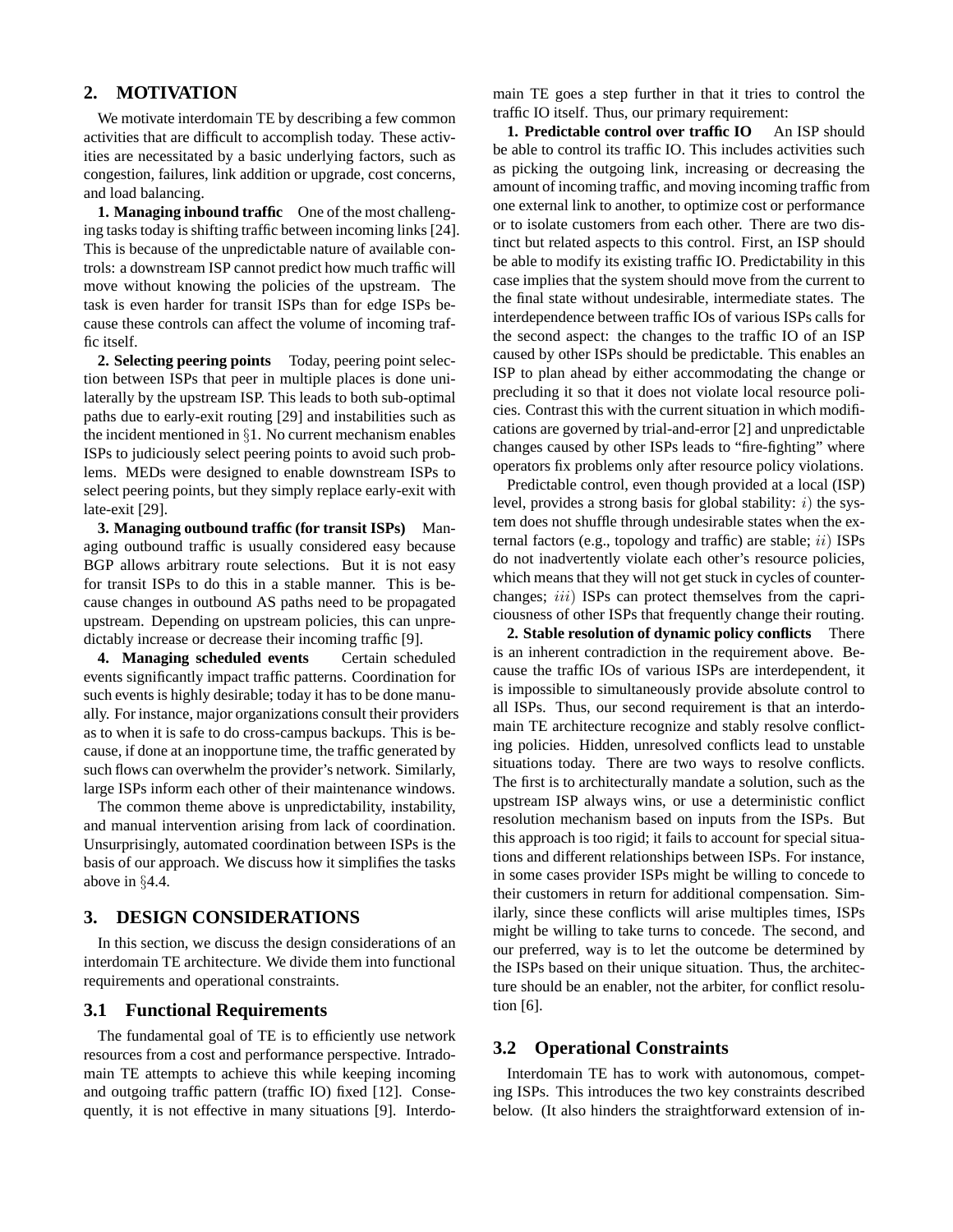## 2. MOTIVATION

We motivate interdomain TE by describing a few common activities that are difficult to accomplish today. These activities are necessitated by a basic underlying factors, such as congestion, failures, link addition or upgrade, cost concerns, and load balancing.

**1. Managing inbound traffic** One of the most challenging tasks today is shifting traffic between incoming links [24]. This is because of the unpredictable nature of available controls: a downstream ISP cannot predict how much traffic will move without knowing the policies of the upstream. The task is even harder for transit ISPs than for edge ISPs because these controls can affect the volume of incoming traffic itself.

**2. Selecting peering points** Today, peering point selection between ISPs that peer in multiple places is done unilaterally by the upstream ISP. This leads to both sub-optimal paths due to early-exit routing [29] and instabilities such as the incident mentioned in §1. No current mechanism enables ISPs to judiciously select peering points to avoid such problems. MEDs were designed to enable downstream ISPs to select peering points, but they simply replace early-exit with late-exit [29].

**3. Managing outbound traffic (for transit ISPs)** Managing outbound traffic is usually considered easy because BGP allows arbitrary route selections. But it is not easy for transit ISPs to do this in a stable manner. This is because changes in outbound AS paths need to be propagated upstream. Depending on upstream policies, this can unpredictably increase or decrease their incoming traffic [9].

**4. Managing scheduled events** Certain scheduled events significantly impact traffic patterns. Coordination for such events is highly desirable; today it has to be done manually. For instance, major organizations consult their providers as to when it is safe to do cross-campus backups. This is because, if done at an inopportune time, the traffic generated by such flows can overwhelm the provider's network. Similarly, large ISPs inform each other of their maintenance windows.

The common theme above is unpredictability, instability, and manual intervention arising from lack of coordination. Unsurprisingly, automated coordination between ISPs is the basis of our approach. We discuss how it simplifies the tasks above in §4.4.

## 3. DESIGN CONSIDERATIONS

In this section, we discuss the design considerations of an interdomain TE architecture. We divide them into functional requirements and operational constraints.

### 3.1 Functional Requirements

The fundamental goal of TE is to efficiently use network resources from a cost and performance perspective. Intradomain TE attempts to achieve this while keeping incoming and outgoing traffic pattern (traffic IO) fixed [12]. Consequently, it is not effective in many situations [9]. Interdomain TE goes a step further in that it tries to control the traffic IO itself. Thus, our primary requirement:

**1. Predictable control over traffic IO** An ISP should be able to control its traffic IO. This includes activities such as picking the outgoing link, increasing or decreasing the amount of incoming traffic, and moving incoming traffic from one external link to another, to optimize cost or performance or to isolate customers from each other. There are two distinct but related aspects to this control. First, an ISP should be able to modify its existing traffic IO. Predictability in this case implies that the system should move from the current to the final state without undesirable, intermediate states. The interdependence between traffic IOs of various ISPs calls for the second aspect: the changes to the traffic IO of an ISP caused by other ISPs should be predictable. This enables an ISP to plan ahead by either accommodating the change or precluding it so that it does not violate local resource policies. Contrast this with the current situation in which modifications are governed by trial-and-error [2] and unpredictable changes caused by other ISPs leads to "fire-fighting" where operators fix problems only after resource policy violations.

Predictable control, even though provided at a local (ISP) level, provides a strong basis for global stability: $i)$ the system does not shuffle through undesirable states when the external factors (e.g., topology and traffic) are stable; $ii)$ ISPs do not inadvertently violate each other's resource policies, which means that they will not get stuck in cycles of counter-changes; $iii)$ ISPs can protect themselves from the capriciousness of other ISPs that frequently change their routing.

**2. Stable resolution of dynamic policy conflicts** There is an inherent contradiction in the requirement above. Because the traffic IOs of various ISPs are interdependent, it is impossible to simultaneously provide absolute control to all ISPs. Thus, our second requirement is that an interdomain TE architecture recognize and stably resolve conflicting policies. Hidden, unresolved conflicts lead to unstable situations today. There are two ways to resolve conflicts. The first is to architecturally mandate a solution, such as the upstream ISP always wins, or use a deterministic conflict resolution mechanism based on inputs from the ISPs. But this approach is too rigid; it fails to account for special situations and different relationships between ISPs. For instance, in some cases provider ISPs might be willing to concede to their customers in return for additional compensation. Similarly, since these conflicts will arise multiples times, ISPs might be willing to take turns to concede. The second, and our preferred, way is to let the outcome be determined by the ISPs based on their unique situation. Thus, the architecture should be an enabler, not the arbiter, for conflict resolution [6].

### 3.2 Operational Constraints

Interdomain TE has to work with autonomous, competing ISPs. This introduces the two key constraints described below. (It also hinders the straightforward extension of in-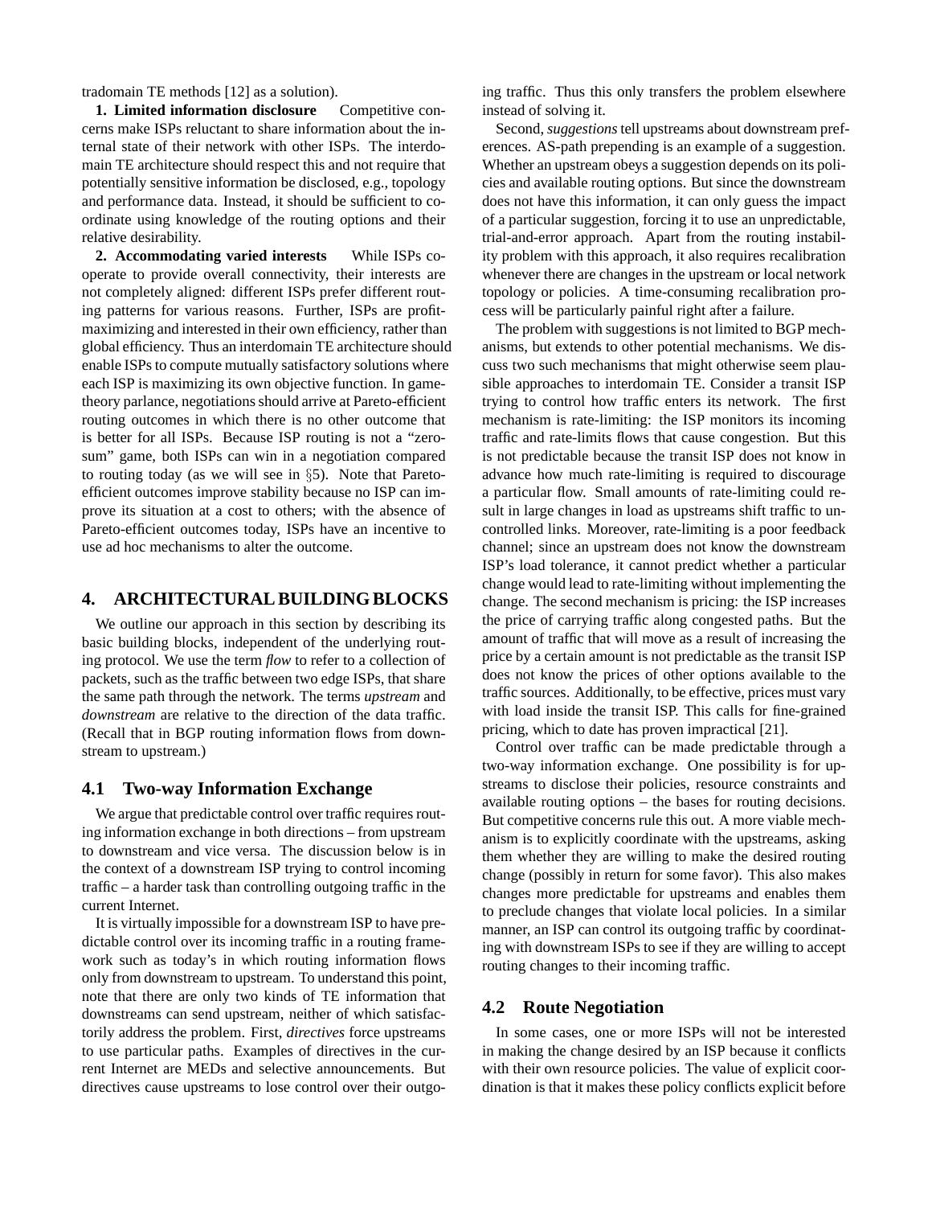tradomain TE methods [12] as a solution).

**1. Limited information disclosure** Competitive concerns make ISPs reluctant to share information about the internal state of their network with other ISPs. The interdomain TE architecture should respect this and not require that potentially sensitive information be disclosed, e.g., topology and performance data. Instead, it should be sufficient to coordinate using knowledge of the routing options and their relative desirability.

**2. Accommodating varied interests** While ISPs cooperate to provide overall connectivity, their interests are not completely aligned: different ISPs prefer different routing patterns for various reasons. Further, ISPs are profit-maximizing and interested in their own efficiency, rather than global efficiency. Thus an interdomain TE architecture should enable ISPs to compute mutually satisfactory solutions where each ISP is maximizing its own objective function. In game-theory parlance, negotiations should arrive at Pareto-efficient routing outcomes in which there is no other outcome that is better for all ISPs. Because ISP routing is not a "zero-sum" game, both ISPs can win in a negotiation compared to routing today (as we will see in §5). Note that Pareto-efficient outcomes improve stability because no ISP can improve its situation at a cost to others; with the absence of Pareto-efficient outcomes today, ISPs have an incentive to use ad hoc mechanisms to alter the outcome.

## 4. ARCHITECTURAL BUILDING BLOCKS

We outline our approach in this section by describing its basic building blocks, independent of the underlying routing protocol. We use the term *flow* to refer to a collection of packets, such as the traffic between two edge ISPs, that share the same path through the network. The terms *upstream* and *downstream* are relative to the direction of the data traffic. (Recall that in BGP routing information flows from downstream to upstream.)

### 4.1 Two-way Information Exchange

We argue that predictable control over traffic requires routing information exchange in both directions – from upstream to downstream and vice versa. The discussion below is in the context of a downstream ISP trying to control incoming traffic – a harder task than controlling outgoing traffic in the current Internet.

It is virtually impossible for a downstream ISP to have predictable control over its incoming traffic in a routing framework such as today's in which routing information flows only from downstream to upstream. To understand this point, note that there are only two kinds of TE information that downstreams can send upstream, neither of which satisfactorily address the problem. First, *directives* force upstreams to use particular paths. Examples of directives in the current Internet are MEDs and selective announcements. But directives cause upstreams to lose control over their outgoing traffic. Thus this only transfers the problem elsewhere instead of solving it.

Second, *suggestions* tell upstreams about downstream preferences. AS-path prepending is an example of a suggestion. Whether an upstream obeys a suggestion depends on its policies and available routing options. But since the downstream does not have this information, it can only guess the impact of a particular suggestion, forcing it to use an unpredictable, trial-and-error approach. Apart from the routing instability problem with this approach, it also requires recalibration whenever there are changes in the upstream or local network topology or policies. A time-consuming recalibration process will be particularly painful right after a failure.

The problem with suggestions is not limited to BGP mechanisms, but extends to other potential mechanisms. We discuss two such mechanisms that might otherwise seem plausible approaches to interdomain TE. Consider a transit ISP trying to control how traffic enters its network. The first mechanism is rate-limiting: the ISP monitors its incoming traffic and rate-limits flows that cause congestion. But this is not predictable because the transit ISP does not know in advance how much rate-limiting is required to discourage a particular flow. Small amounts of rate-limiting could result in large changes in load as upstreams shift traffic to uncontrolled links. Moreover, rate-limiting is a poor feedback channel; since an upstream does not know the downstream ISP's load tolerance, it cannot predict whether a particular change would lead to rate-limiting without implementing the change. The second mechanism is pricing: the ISP increases the price of carrying traffic along congested paths. But the amount of traffic that will move as a result of increasing the price by a certain amount is not predictable as the transit ISP does not know the prices of other options available to the traffic sources. Additionally, to be effective, prices must vary with load inside the transit ISP. This calls for fine-grained pricing, which to date has proven impractical [21].

Control over traffic can be made predictable through a two-way information exchange. One possibility is for upstreams to disclose their policies, resource constraints and available routing options – the bases for routing decisions. But competitive concerns rule this out. A more viable mechanism is to explicitly coordinate with the upstreams, asking them whether they are willing to make the desired routing change (possibly in return for some favor). This also makes changes more predictable for upstreams and enables them to preclude changes that violate local policies. In a similar manner, an ISP can control its outgoing traffic by coordinating with downstream ISPs to see if they are willing to accept routing changes to their incoming traffic.

### 4.2 Route Negotiation

In some cases, one or more ISPs will not be interested in making the change desired by an ISP because it conflicts with their own resource policies. The value of explicit coordination is that it makes these policy conflicts explicit before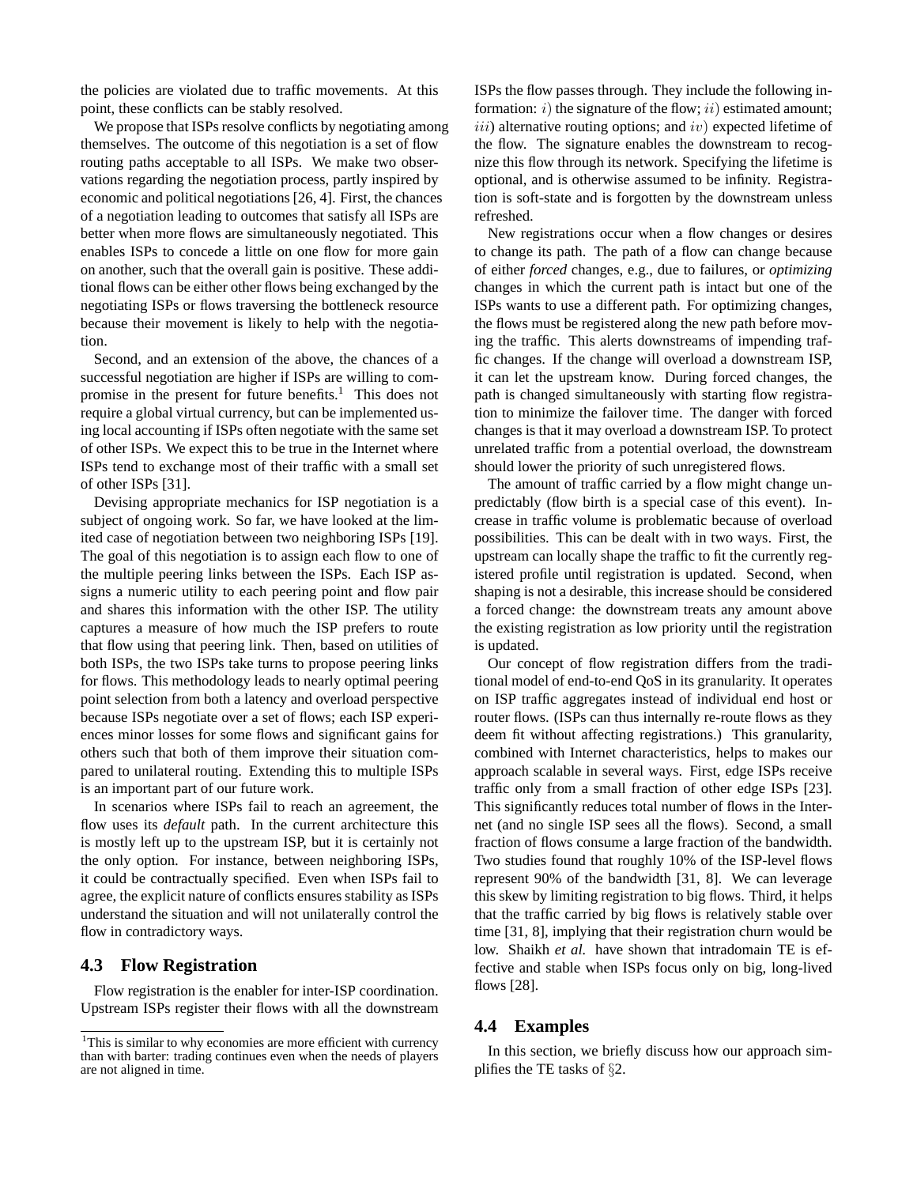the policies are violated due to traffic movements. At this point, these conflicts can be stably resolved.

We propose that ISPs resolve conflicts by negotiating among themselves. The outcome of this negotiation is a set of flow routing paths acceptable to all ISPs. We make two observations regarding the negotiation process, partly inspired by economic and political negotiations [26, 4]. First, the chances of a negotiation leading to outcomes that satisfy all ISPs are better when more flows are simultaneously negotiated. This enables ISPs to concede a little on one flow for more gain on another, such that the overall gain is positive. These additional flows can be either other flows being exchanged by the negotiating ISPs or flows traversing the bottleneck resource because their movement is likely to help with the negotiation.

Second, and an extension of the above, the chances of a successful negotiation are higher if ISPs are willing to compromise in the present for future benefits.[1] This does not require a global virtual currency, but can be implemented using local accounting if ISPs often negotiate with the same set of other ISPs. We expect this to be true in the Internet where ISPs tend to exchange most of their traffic with a small set of other ISPs [31].

Devising appropriate mechanics for ISP negotiation is a subject of ongoing work. So far, we have looked at the limited case of negotiation between two neighboring ISPs [19]. The goal of this negotiation is to assign each flow to one of the multiple peering links between the ISPs. Each ISP assigns a numeric utility to each peering point and flow pair and shares this information with the other ISP. The utility captures a measure of how much the ISP prefers to route that flow using that peering link. Then, based on utilities of both ISPs, the two ISPs take turns to propose peering links for flows. This methodology leads to nearly optimal peering point selection from both a latency and overload perspective because ISPs negotiate over a set of flows; each ISP experiences minor losses for some flows and significant gains for others such that both of them improve their situation compared to unilateral routing. Extending this to multiple ISPs is an important part of our future work.

In scenarios where ISPs fail to reach an agreement, the flow uses its *default* path. In the current architecture this is mostly left up to the upstream ISP, but it is certainly not the only option. For instance, between neighboring ISPs, it could be contractually specified. Even when ISPs fail to agree, the explicit nature of conflicts ensures stability as ISPs understand the situation and will not unilaterally control the flow in contradictory ways.

## 4.3 Flow Registration

Flow registration is the enabler for inter-ISP coordination. Upstream ISPs register their flows with all the downstream ISPs the flow passes through. They include the following information: $i$) the signature of the flow; $ii$) estimated amount; $iii$) alternative routing options; and $iv$) expected lifetime of the flow. The signature enables the downstream to recognize this flow through its network. Specifying the lifetime is optional, and is otherwise assumed to be infinity. Registration is soft-state and is forgotten by the downstream unless refreshed.

New registrations occur when a flow changes or desires to change its path. The path of a flow can change because of either *forced* changes, e.g., due to failures, or *optimizing* changes in which the current path is intact but one of the ISPs wants to use a different path. For optimizing changes, the flows must be registered along the new path before moving the traffic. This alerts downstreams of impending traffic changes. If the change will overload a downstream ISP, it can let the upstream know. During forced changes, the path is changed simultaneously with starting flow registration to minimize the failover time. The danger with forced changes is that it may overload a downstream ISP. To protect unrelated traffic from a potential overload, the downstream should lower the priority of such unregistered flows.

The amount of traffic carried by a flow might change unpredictably (flow birth is a special case of this event). Increase in traffic volume is problematic because of overload possibilities. This can be dealt with in two ways. First, the upstream can locally shape the traffic to fit the currently registered profile until registration is updated. Second, when shaping is not a desirable, this increase should be considered a forced change: the downstream treats any amount above the existing registration as low priority until the registration is updated.

Our concept of flow registration differs from the traditional model of end-to-end QoS in its granularity. It operates on ISP traffic aggregates instead of individual end host or router flows. (ISPs can thus internally re-route flows as they deem fit without affecting registrations.) This granularity, combined with Internet characteristics, helps to makes our approach scalable in several ways. First, edge ISPs receive traffic only from a small fraction of other edge ISPs [23]. This significantly reduces total number of flows in the Internet (and no single ISP sees all the flows). Second, a small fraction of flows consume a large fraction of the bandwidth. Two studies found that roughly 10% of the ISP-level flows represent 90% of the bandwidth [31, 8]. We can leverage this skew by limiting registration to big flows. Third, it helps that the traffic carried by big flows is relatively stable over time [31, 8], implying that their registration churn would be low. Shaikh *et al.* have shown that intradomain TE is effective and stable when ISPs focus only on big, long-lived flows [28].

## 4.4 Examples

In this section, we briefly discuss how our approach simplifies the TE tasks of §2.

[1] This is similar to why economies are more efficient with currency than with barter: trading continues even when the needs of players are not aligned in time.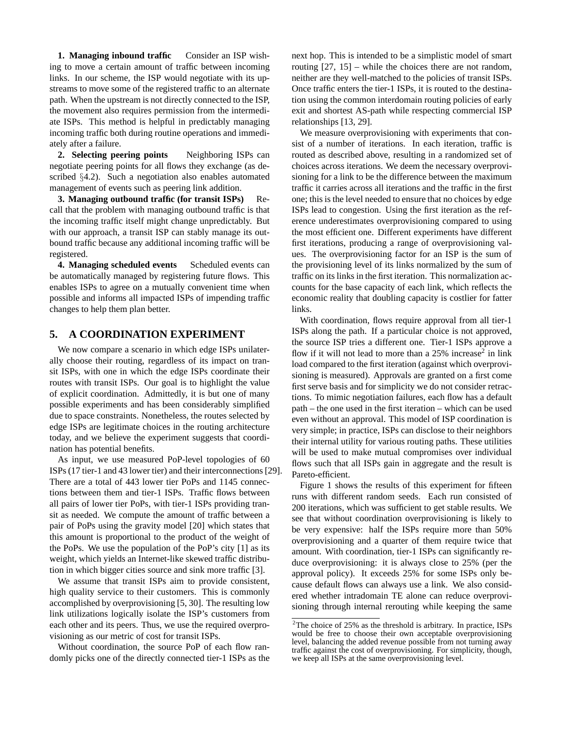**1. Managing inbound traffic** Consider an ISP wishing to move a certain amount of traffic between incoming links. In our scheme, the ISP would negotiate with its upstreams to move some of the registered traffic to an alternate path. When the upstream is not directly connected to the ISP, the movement also requires permission from the intermediate ISPs. This method is helpful in predictably managing incoming traffic both during routine operations and immediately after a failure.

**2. Selecting peering points** Neighboring ISPs can negotiate peering points for all flows they exchange (as described §4.2). Such a negotiation also enables automated management of events such as peering link addition.

**3. Managing outbound traffic (for transit ISPs)** Recall that the problem with managing outbound traffic is that the incoming traffic itself might change unpredictably. But with our approach, a transit ISP can stably manage its outbound traffic because any additional incoming traffic will be registered.

**4. Managing scheduled events** Scheduled events can be automatically managed by registering future flows. This enables ISPs to agree on a mutually convenient time when possible and informs all impacted ISPs of impending traffic changes to help them plan better.

## 5. A COORDINATION EXPERIMENT

We now compare a scenario in which edge ISPs unilaterally choose their routing, regardless of its impact on transit ISPs, with one in which the edge ISPs coordinate their routes with transit ISPs. Our goal is to highlight the value of explicit coordination. Admittedly, it is but one of many possible experiments and has been considerably simplified due to space constraints. Nonetheless, the routes selected by edge ISPs are legitimate choices in the routing architecture today, and we believe the experiment suggests that coordination has potential benefits.

As input, we use measured PoP-level topologies of 60 ISPs (17 tier-1 and 43 lower tier) and their interconnections [29]. There are a total of 443 lower tier PoPs and 1145 connections between them and tier-1 ISPs. Traffic flows between all pairs of lower tier PoPs, with tier-1 ISPs providing transit as needed. We compute the amount of traffic between a pair of PoPs using the gravity model [20] which states that this amount is proportional to the product of the weight of the PoPs. We use the population of the PoP's city [1] as its weight, which yields an Internet-like skewed traffic distribution in which bigger cities source and sink more traffic [3].

We assume that transit ISPs aim to provide consistent, high quality service to their customers. This is commonly accomplished by overprovisioning [5, 30]. The resulting low link utilizations logically isolate the ISP's customers from each other and its peers. Thus, we use the required overprovisioning as our metric of cost for transit ISPs.

Without coordination, the source PoP of each flow randomly picks one of the directly connected tier-1 ISPs as the next hop. This is intended to be a simplistic model of smart routing [27, 15] – while the choices there are not random, neither are they well-matched to the policies of transit ISPs. Once traffic enters the tier-1 ISPs, it is routed to the destination using the common interdomain routing policies of early exit and shortest AS-path while respecting commercial ISP relationships [13, 29].

We measure overprovisioning with experiments that consist of a number of iterations. In each iteration, traffic is routed as described above, resulting in a randomized set of choices across iterations. We deem the necessary overprovisioning for a link to be the difference between the maximum traffic it carries across all iterations and the traffic in the first one; this is the level needed to ensure that no choices by edge ISPs lead to congestion. Using the first iteration as the reference underestimates overprovisioning compared to using the most efficient one. Different experiments have different first iterations, producing a range of overprovisioning values. The overprovisioning factor for an ISP is the sum of the provisioning level of its links normalized by the sum of traffic on its links in the first iteration. This normalization accounts for the base capacity of each link, which reflects the economic reality that doubling capacity is costlier for fatter links.

With coordination, flows require approval from all tier-1 ISPs along the path. If a particular choice is not approved, the source ISP tries a different one. Tier-1 ISPs approve a flow if it will not lead to more than a 25% increase[2] in link load compared to the first iteration (against which overprovisioning is measured). Approvals are granted on a first come first serve basis and for simplicity we do not consider retractions. To mimic negotiation failures, each flow has a default path – the one used in the first iteration – which can be used even without an approval. This model of ISP coordination is very simple; in practice, ISPs can disclose to their neighbors their internal utility for various routing paths. These utilities will be used to make mutual compromises over individual flows such that all ISPs gain in aggregate and the result is Pareto-efficient.

Figure 1 shows the results of this experiment for fifteen runs with different random seeds. Each run consisted of 200 iterations, which was sufficient to get stable results. We see that without coordination overprovisioning is likely to be very expensive: half the ISPs require more than 50% overprovisioning and a quarter of them require twice that amount. With coordination, tier-1 ISPs can significantly reduce overprovisioning: it is always close to 25% (per the approval policy). It exceeds 25% for some ISPs only because default flows can always use a link. We also considered whether intradomain TE alone can reduce overprovisioning through internal rerouting while keeping the same

[2] The choice of 25% as the threshold is arbitrary. In practice, ISPs would be free to choose their own acceptable overprovisioning level, balancing the added revenue possible from not turning away traffic against the cost of overprovisioning. For simplicity, though, we keep all ISPs at the same overprovisioning level.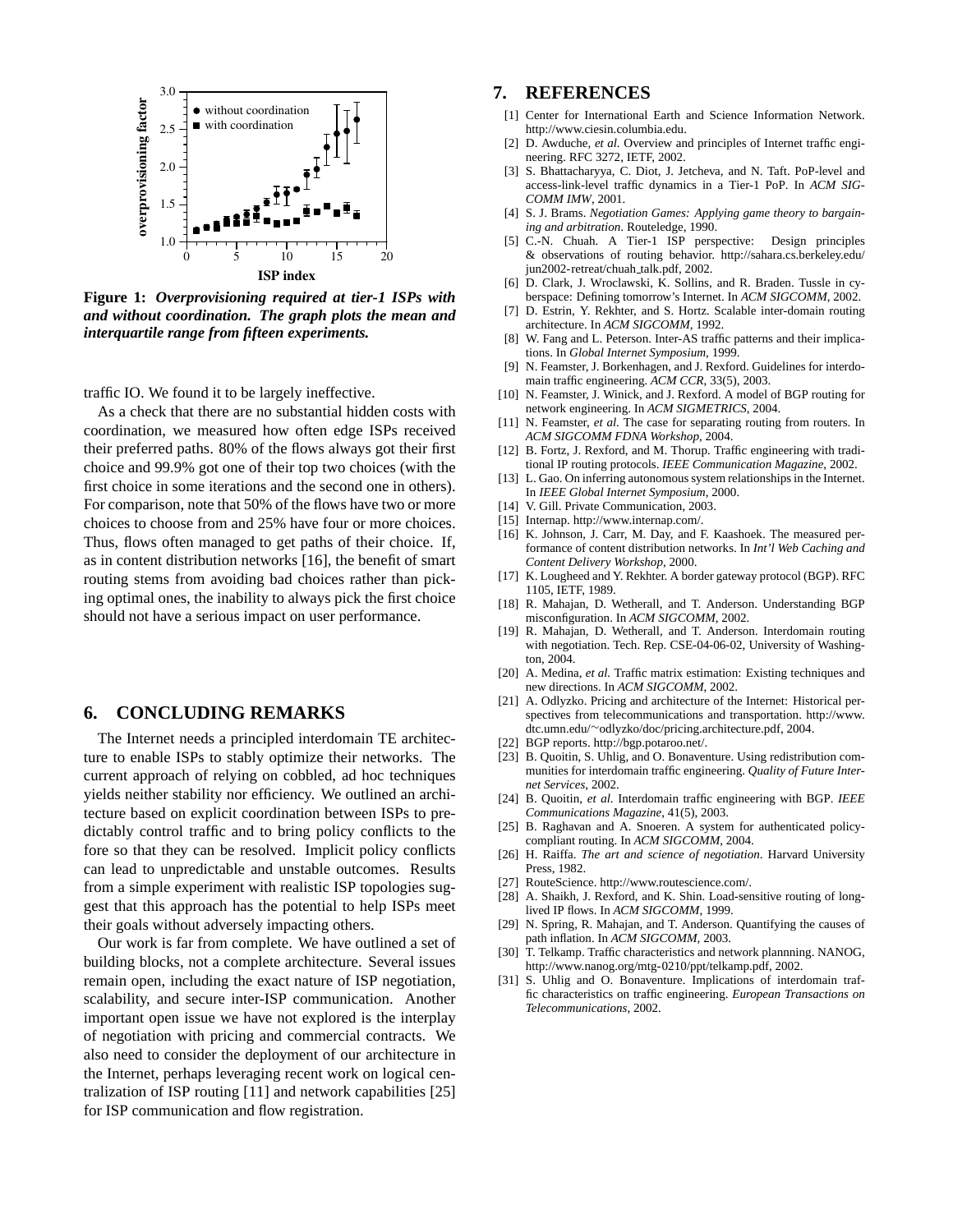3.0

2.5

2.0

1.5

1.0

overprovisioning factor

● without coordination

■ with coordination

0 5 10 15 20

ISP index

**Figure 1:** ***Overprovisioning required at tier-1 ISPs with and without coordination. The graph plots the mean and interquartile range from fifteen experiments.***

traffic IO. We found it to be largely ineffective.

As a check that there are no substantial hidden costs with coordination, we measured how often edge ISPs received their preferred paths. 80% of the flows always got their first choice and 99.9% got one of their top two choices (with the first choice in some iterations and the second one in others). For comparison, note that 50% of the flows have two or more choices to choose from and 25% have four or more choices. Thus, flows often managed to get paths of their choice. If, as in content distribution networks [16], the benefit of smart routing stems from avoiding bad choices rather than picking optimal ones, the inability to always pick the first choice should not have a serious impact on user performance.

## 6. CONCLUDING REMARKS

The Internet needs a principled interdomain TE architecture to enable ISPs to stably optimize their networks. The current approach of relying on cobbled, ad hoc techniques yields neither stability nor efficiency. We outlined an architecture based on explicit coordination between ISPs to predictably control traffic and to bring policy conflicts to the fore so that they can be resolved. Implicit policy conflicts can lead to unpredictable and unstable outcomes. Results from a simple experiment with realistic ISP topologies suggest that this approach has the potential to help ISPs meet their goals without adversely impacting others.

Our work is far from complete. We have outlined a set of building blocks, not a complete architecture. Several issues remain open, including the exact nature of ISP negotiation, scalability, and secure inter-ISP communication. Another important open issue we have not explored is the interplay of negotiation with pricing and commercial contracts. We also need to consider the deployment of our architecture in the Internet, perhaps leveraging recent work on logical centralization of ISP routing [11] and network capabilities [25] for ISP communication and flow registration.

## 7. REFERENCES

[1] Center for International Earth and Science Information Network. http://www.ciesin.columbia.edu.

[2] D. Awduche, *et al.* Overview and principles of Internet traffic engineering. RFC 3272, IETF, 2002.

[3] S. Bhattacharyya, C. Diot, J. Jetcheva, and N. Taft. PoP-level and access-link-level traffic dynamics in a Tier-1 PoP. In *ACM SIGCOMM IMW*, 2001.

[4] S. J. Brams. *Negotiation Games: Applying game theory to bargaining and arbitration*. Routeledge, 1990.

[5] C.-N. Chuah. A Tier-1 ISP perspective: Design principles & observations of routing behavior. http://sahara.cs.berkeley.edu/jun2002-retreat/chuah_talk.pdf, 2002.

[6] D. Clark, J. Wroclawski, K. Sollins, and R. Braden. Tussle in cyberspace: Defining tomorrow's Internet. In *ACM SIGCOMM*, 2002.

[7] D. Estrin, Y. Rekhter, and S. Hortz. Scalable inter-domain routing architecture. In *ACM SIGCOMM*, 1992.

[8] W. Fang and L. Peterson. Inter-AS traffic patterns and their implications. In *Global Internet Symposium*, 1999.

[9] N. Feamster, J. Borkenhagen, and J. Rexford. Guidelines for interdomain traffic engineering. *ACM CCR*, 33(5), 2003.

[10] N. Feamster, J. Winick, and J. Rexford. A model of BGP routing for network engineering. In *ACM SIGMETRICS*, 2004.

[11] N. Feamster, *et al.* The case for separating routing from routers. In *ACM SIGCOMM FDNA Workshop*, 2004.

[12] B. Fortz, J. Rexford, and M. Thorup. Traffic engineering with traditional IP routing protocols. *IEEE Communication Magazine*, 2002.

[13] L. Gao. On inferring autonomous system relationships in the Internet. In *IEEE Global Internet Symposium*, 2000.

[14] V. Gill. Private Communication, 2003.

[15] Internap. http://www.internap.com/.

[16] K. Johnson, J. Carr, M. Day, and F. Kaashoek. The measured performance of content distribution networks. In *Int'l Web Caching and Content Delivery Workshop*, 2000.

[17] K. Lougheed and Y. Rekhter. A border gateway protocol (BGP). RFC 1105, IETF, 1989.

[18] R. Mahajan, D. Wetherall, and T. Anderson. Understanding BGP misconfiguration. In *ACM SIGCOMM*, 2002.

[19] R. Mahajan, D. Wetherall, and T. Anderson. Interdomain routing with negotiation. Tech. Rep. CSE-04-06-02, University of Washington, 2004.

[20] A. Medina, *et al.* Traffic matrix estimation: Existing techniques and new directions. In *ACM SIGCOMM*, 2002.

[21] A. Odlyzko. Pricing and architecture of the Internet: Historical perspectives from telecommunications and transportation. http://www.dtc.umn.edu/~odlyzko/doc/pricing.architecture.pdf, 2004.

[22] BGP reports. http://bgp.potaroo.net/.

[23] B. Quoitin, S. Uhlig, and O. Bonaventure. Using redistribution communities for interdomain traffic engineering. *Quality of Future Internet Services*, 2002.

[24] B. Quoitin, *et al.* Interdomain traffic engineering with BGP. *IEEE Communications Magazine*, 41(5), 2003.

[25] B. Raghavan and A. Snoeren. A system for authenticated policy-compliant routing. In *ACM SIGCOMM*, 2004.

[26] H. Raiffa. *The art and science of negotiation*. Harvard University Press, 1982.

[27] RouteScience. http://www.routescience.com/.

[28] A. Shaikh, J. Rexford, and K. Shin. Load-sensitive routing of long-lived IP flows. In *ACM SIGCOMM*, 1999.

[29] N. Spring, R. Mahajan, and T. Anderson. Quantifying the causes of path inflation. In *ACM SIGCOMM*, 2003.

[30] T. Telkamp. Traffic characteristics and network plannning. NANOG, http://www.nanog.org/mtg-0210/ppt/telkamp.pdf, 2002.

[31] S. Uhlig and O. Bonaventure. Implications of interdomain traffic characteristics on traffic engineering. *European Transactions on Telecommunications*, 2002.